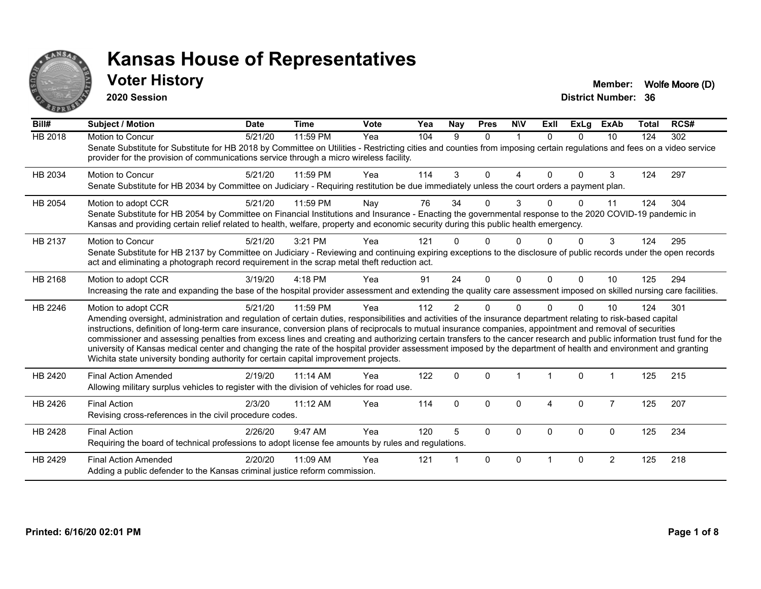# Kansas House of Representatives

## Voter History

**2020 Session**

**Member:** Wolfe Moore (D)

**District Number:** 36

| Bill# | Subject / Motion | Date | Time | Vote | Yea | Nay | Pres | N\V | ExII | ExLg | ExAb | Total | RCS# |
|---|---|---|---|---|---|---|---|---|---|---|---|---|---|
| HB 2018 | Motion to Concur | 5/21/20 | 11:59 PM | Yea | 104 | 9 | 0 | 1 | 0 | 0 | 10 | 124 | 302 |
| | Senate Substitute for Substitute for HB 2018 by Committee on Utilities - Restricting cities and counties from imposing certain regulations and fees on a video service provider for the provision of communications service through a micro wireless facility. | | | | | | | | | | | | |
| HB 2034 | Motion to Concur | 5/21/20 | 11:59 PM | Yea | 114 | 3 | 0 | 4 | 0 | 0 | 3 | 124 | 297 |
| | Senate Substitute for HB 2034 by Committee on Judiciary - Requiring restitution be due immediately unless the court orders a payment plan. | | | | | | | | | | | | |
| HB 2054 | Motion to adopt CCR | 5/21/20 | 11:59 PM | Nay | 76 | 34 | 0 | 3 | 0 | 0 | 11 | 124 | 304 |
| | Senate Substitute for HB 2054 by Committee on Financial Institutions and Insurance - Enacting the governmental response to the 2020 COVID-19 pandemic in Kansas and providing certain relief related to health, welfare, property and economic security during this public health emergency. | | | | | | | | | | | | |
| HB 2137 | Motion to Concur | 5/21/20 | 3:21 PM | Yea | 121 | 0 | 0 | 0 | 0 | 0 | 3 | 124 | 295 |
| | Senate Substitute for HB 2137 by Committee on Judiciary - Reviewing and continuing expiring exceptions to the disclosure of public records under the open records act and eliminating a photograph record requirement in the scrap metal theft reduction act. | | | | | | | | | | | | |
| HB 2168 | Motion to adopt CCR | 3/19/20 | 4:18 PM | Yea | 91 | 24 | 0 | 0 | 0 | 0 | 10 | 125 | 294 |
| | Increasing the rate and expanding the base of the hospital provider assessment and extending the quality care assessment imposed on skilled nursing care facilities. | | | | | | | | | | | | |
| HB 2246 | Motion to adopt CCR | 5/21/20 | 11:59 PM | Yea | 112 | 2 | 0 | 0 | 0 | 0 | 10 | 124 | 301 |
| | Amending oversight, administration and regulation of certain duties, responsibilities and activities of the insurance department relating to risk-based capital instructions, definition of long-term care insurance, conversion plans of reciprocals to mutual insurance companies, appointment and removal of securities commissioner and assessing penalties from excess lines and creating and authorizing certain transfers to the cancer research and public information trust fund for the university of Kansas medical center and changing the rate of the hospital provider assessment imposed by the department of health and environment and granting Wichita state university bonding authority for certain capital improvement projects. | | | | | | | | | | | | |
| HB 2420 | Final Action Amended | 2/19/20 | 11:14 AM | Yea | 122 | 0 | 0 | 1 | 1 | 0 | 1 | 125 | 215 |
| | Allowing military surplus vehicles to register with the division of vehicles for road use. | | | | | | | | | | | | |
| HB 2426 | Final Action | 2/3/20 | 11:12 AM | Yea | 114 | 0 | 0 | 0 | 4 | 0 | 7 | 125 | 207 |
| | Revising cross-references in the civil procedure codes. | | | | | | | | | | | | |
| HB 2428 | Final Action | 2/26/20 | 9:47 AM | Yea | 120 | 5 | 0 | 0 | 0 | 0 | 0 | 125 | 234 |
| | Requiring the board of technical professions to adopt license fee amounts by rules and regulations. | | | | | | | | | | | | |
| HB 2429 | Final Action Amended | 2/20/20 | 11:09 AM | Yea | 121 | 1 | 0 | 0 | 1 | 0 | 2 | 125 | 218 |
| | Adding a public defender to the Kansas criminal justice reform commission. | | | | | | | | | | | | |

Printed: 6/16/20 02:01 PM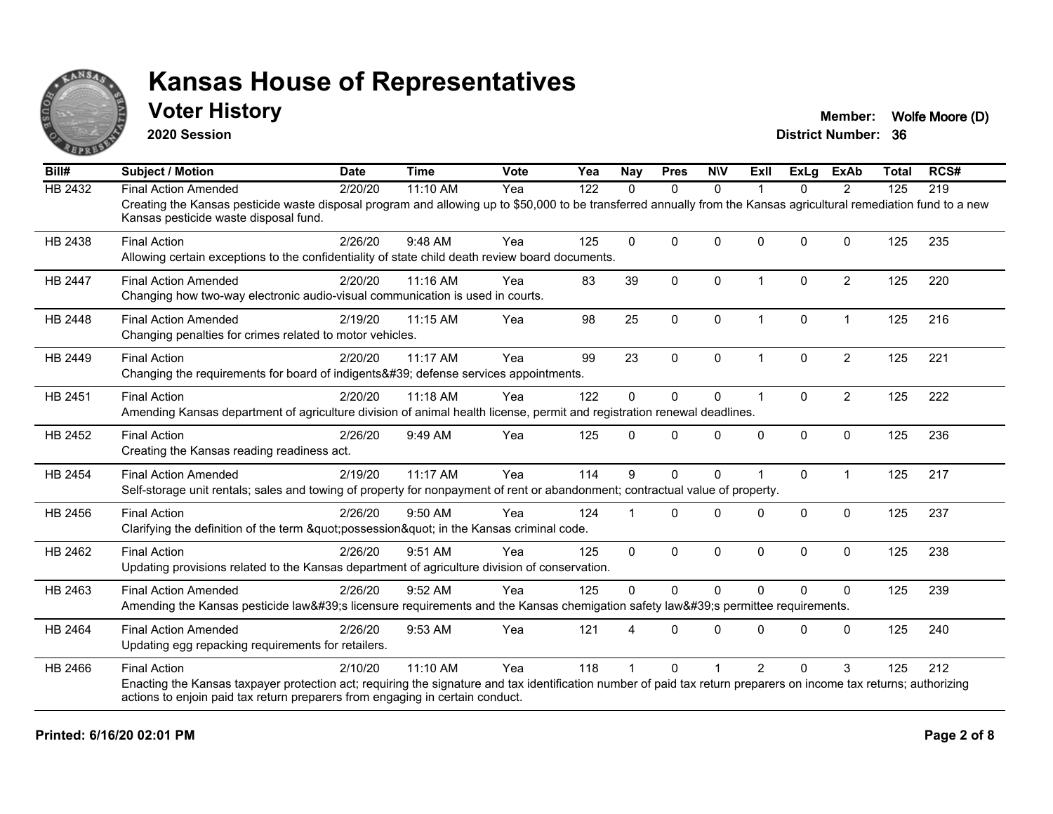# Kansas House of Representatives

## Voter History

**2020 Session**

**Member:** Wolfe Moore (D)
**District Number:** 36

| Bill# | Subject / Motion | Date | Time | Vote | Yea | Nay | Pres | N\V | ExII | ExLg | ExAb | Total | RCS# |
|---|---|---|---|---|---|---|---|---|---|---|---|---|---|
| HB 2432 | Final Action Amended | 2/20/20 | 11:10 AM | Yea | 122 | 0 | 0 | 0 | 1 | 0 | 2 | 125 | 219 |
| | Creating the Kansas pesticide waste disposal program and allowing up to $50,000 to be transferred annually from the Kansas agricultural remediation fund to a new Kansas pesticide waste disposal fund. | | | | | | | | | | | | |
| HB 2438 | Final Action | 2/26/20 | 9:48 AM | Yea | 125 | 0 | 0 | 0 | 0 | 0 | 0 | 125 | 235 |
| | Allowing certain exceptions to the confidentiality of state child death review board documents. | | | | | | | | | | | | |
| HB 2447 | Final Action Amended | 2/20/20 | 11:16 AM | Yea | 83 | 39 | 0 | 0 | 1 | 0 | 2 | 125 | 220 |
| | Changing how two-way electronic audio-visual communication is used in courts. | | | | | | | | | | | | |
| HB 2448 | Final Action Amended | 2/19/20 | 11:15 AM | Yea | 98 | 25 | 0 | 0 | 1 | 0 | 1 | 125 | 216 |
| | Changing penalties for crimes related to motor vehicles. | | | | | | | | | | | | |
| HB 2449 | Final Action | 2/20/20 | 11:17 AM | Yea | 99 | 23 | 0 | 0 | 1 | 0 | 2 | 125 | 221 |
| | Changing the requirements for board of indigents&#39; defense services appointments. | | | | | | | | | | | | |
| HB 2451 | Final Action | 2/20/20 | 11:18 AM | Yea | 122 | 0 | 0 | 0 | 1 | 0 | 2 | 125 | 222 |
| | Amending Kansas department of agriculture division of animal health license, permit and registration renewal deadlines. | | | | | | | | | | | | |
| HB 2452 | Final Action | 2/26/20 | 9:49 AM | Yea | 125 | 0 | 0 | 0 | 0 | 0 | 0 | 125 | 236 |
| | Creating the Kansas reading readiness act. | | | | | | | | | | | | |
| HB 2454 | Final Action Amended | 2/19/20 | 11:17 AM | Yea | 114 | 9 | 0 | 0 | 1 | 0 | 1 | 125 | 217 |
| | Self-storage unit rentals; sales and towing of property for nonpayment of rent or abandonment; contractual value of property. | | | | | | | | | | | | |
| HB 2456 | Final Action | 2/26/20 | 9:50 AM | Yea | 124 | 1 | 0 | 0 | 0 | 0 | 0 | 125 | 237 |
| | Clarifying the definition of the term &quot;possession&quot; in the Kansas criminal code. | | | | | | | | | | | | |
| HB 2462 | Final Action | 2/26/20 | 9:51 AM | Yea | 125 | 0 | 0 | 0 | 0 | 0 | 0 | 125 | 238 |
| | Updating provisions related to the Kansas department of agriculture division of conservation. | | | | | | | | | | | | |
| HB 2463 | Final Action Amended | 2/26/20 | 9:52 AM | Yea | 125 | 0 | 0 | 0 | 0 | 0 | 0 | 125 | 239 |
| | Amending the Kansas pesticide law&#39;s licensure requirements and the Kansas chemigation safety law&#39;s permittee requirements. | | | | | | | | | | | | |
| HB 2464 | Final Action Amended | 2/26/20 | 9:53 AM | Yea | 121 | 4 | 0 | 0 | 0 | 0 | 0 | 125 | 240 |
| | Updating egg repacking requirements for retailers. | | | | | | | | | | | | |
| HB 2466 | Final Action | 2/10/20 | 11:10 AM | Yea | 118 | 1 | 0 | 1 | 2 | 0 | 3 | 125 | 212 |
| | Enacting the Kansas taxpayer protection act; requiring the signature and tax identification number of paid tax return preparers on income tax returns; authorizing actions to enjoin paid tax return preparers from engaging in certain conduct. | | | | | | | | | | | | |

**Printed: 6/16/20 02:01 PM**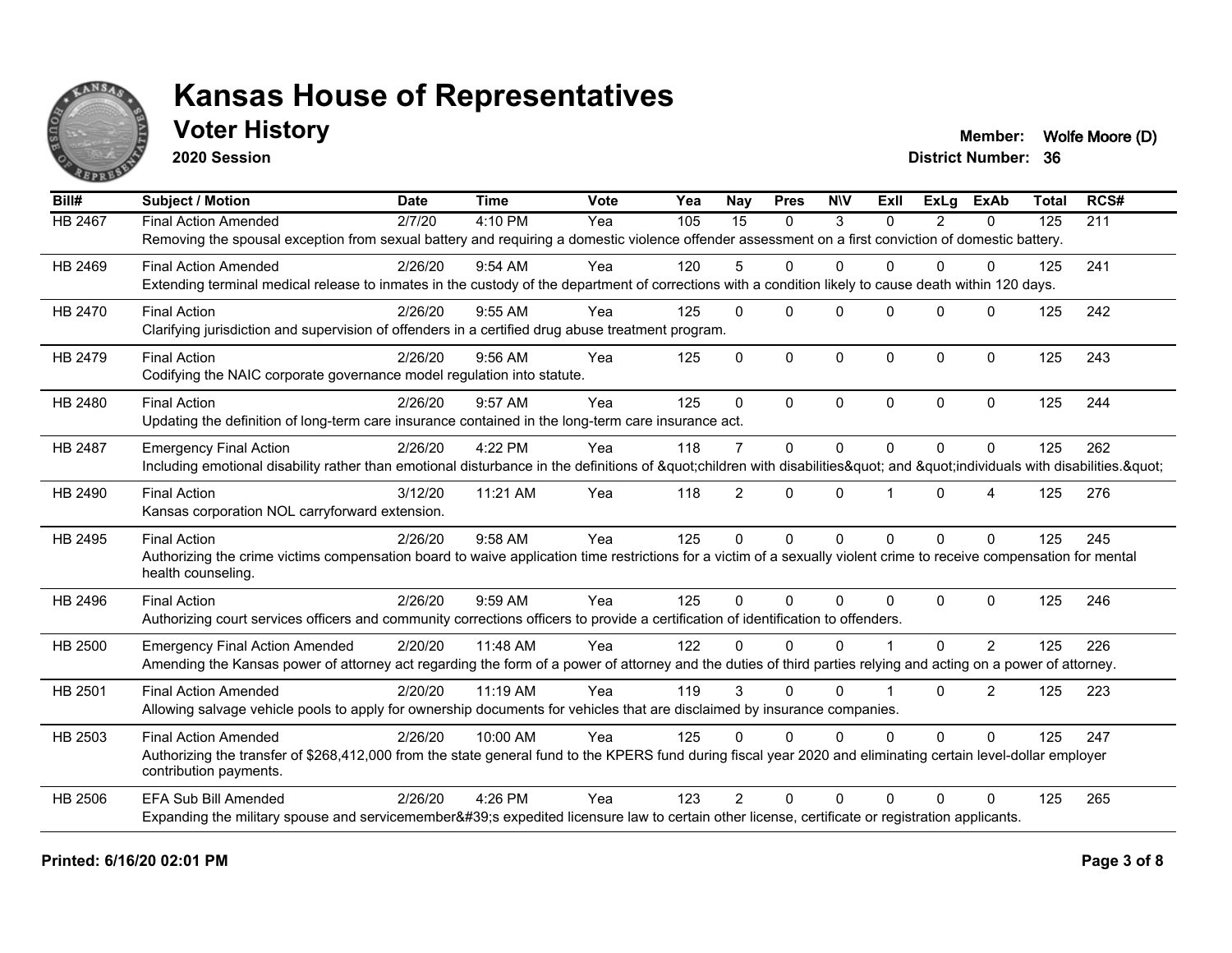# Kansas House of Representatives

## Voter History

**2020 Session**

**Member:** Wolfe Moore (D)

**District Number:** 36

| Bill# | Subject / Motion | Date | Time | Vote | Yea | Nay | Pres | N\V | ExII | ExLg | ExAb | Total | RCS# |
|---|---|---|---|---|---|---|---|---|---|---|---|---|---|
| HB 2467 | Final Action Amended | 2/7/20 | 4:10 PM | Yea | 105 | 15 | 0 | 3 | 0 | 2 | 0 | 125 | 211 |
| | Removing the spousal exception from sexual battery and requiring a domestic violence offender assessment on a first conviction of domestic battery. | | | | | | | | | | | | |
| HB 2469 | Final Action Amended | 2/26/20 | 9:54 AM | Yea | 120 | 5 | 0 | 0 | 0 | 0 | 0 | 125 | 241 |
| | Extending terminal medical release to inmates in the custody of the department of corrections with a condition likely to cause death within 120 days. | | | | | | | | | | | | |
| HB 2470 | Final Action | 2/26/20 | 9:55 AM | Yea | 125 | 0 | 0 | 0 | 0 | 0 | 0 | 125 | 242 |
| | Clarifying jurisdiction and supervision of offenders in a certified drug abuse treatment program. | | | | | | | | | | | | |
| HB 2479 | Final Action | 2/26/20 | 9:56 AM | Yea | 125 | 0 | 0 | 0 | 0 | 0 | 0 | 125 | 243 |
| | Codifying the NAIC corporate governance model regulation into statute. | | | | | | | | | | | | |
| HB 2480 | Final Action | 2/26/20 | 9:57 AM | Yea | 125 | 0 | 0 | 0 | 0 | 0 | 0 | 125 | 244 |
| | Updating the definition of long-term care insurance contained in the long-term care insurance act. | | | | | | | | | | | | |
| HB 2487 | Emergency Final Action | 2/26/20 | 4:22 PM | Yea | 118 | 7 | 0 | 0 | 0 | 0 | 0 | 125 | 262 |
| | Including emotional disability rather than emotional disturbance in the definitions of &quot;children with disabilities&quot; and &quot;individuals with disabilities.&quot; | | | | | | | | | | | | |
| HB 2490 | Final Action | 3/12/20 | 11:21 AM | Yea | 118 | 2 | 0 | 0 | 1 | 0 | 4 | 125 | 276 |
| | Kansas corporation NOL carryforward extension. | | | | | | | | | | | | |
| HB 2495 | Final Action | 2/26/20 | 9:58 AM | Yea | 125 | 0 | 0 | 0 | 0 | 0 | 0 | 125 | 245 |
| | Authorizing the crime victims compensation board to waive application time restrictions for a victim of a sexually violent crime to receive compensation for mental health counseling. | | | | | | | | | | | | |
| HB 2496 | Final Action | 2/26/20 | 9:59 AM | Yea | 125 | 0 | 0 | 0 | 0 | 0 | 0 | 125 | 246 |
| | Authorizing court services officers and community corrections officers to provide a certification of identification to offenders. | | | | | | | | | | | | |
| HB 2500 | Emergency Final Action Amended | 2/20/20 | 11:48 AM | Yea | 122 | 0 | 0 | 0 | 1 | 0 | 2 | 125 | 226 |
| | Amending the Kansas power of attorney act regarding the form of a power of attorney and the duties of third parties relying and acting on a power of attorney. | | | | | | | | | | | | |
| HB 2501 | Final Action Amended | 2/20/20 | 11:19 AM | Yea | 119 | 3 | 0 | 0 | 1 | 0 | 2 | 125 | 223 |
| | Allowing salvage vehicle pools to apply for ownership documents for vehicles that are disclaimed by insurance companies. | | | | | | | | | | | | |
| HB 2503 | Final Action Amended | 2/26/20 | 10:00 AM | Yea | 125 | 0 | 0 | 0 | 0 | 0 | 0 | 125 | 247 |
| | Authorizing the transfer of $268,412,000 from the state general fund to the KPERS fund during fiscal year 2020 and eliminating certain level-dollar employer contribution payments. | | | | | | | | | | | | |
| HB 2506 | EFA Sub Bill Amended | 2/26/20 | 4:26 PM | Yea | 123 | 2 | 0 | 0 | 0 | 0 | 0 | 125 | 265 |
| | Expanding the military spouse and servicemember&#39;s expedited licensure law to certain other license, certificate or registration applicants. | | | | | | | | | | | | |

**Printed: 6/16/20 02:01 PM**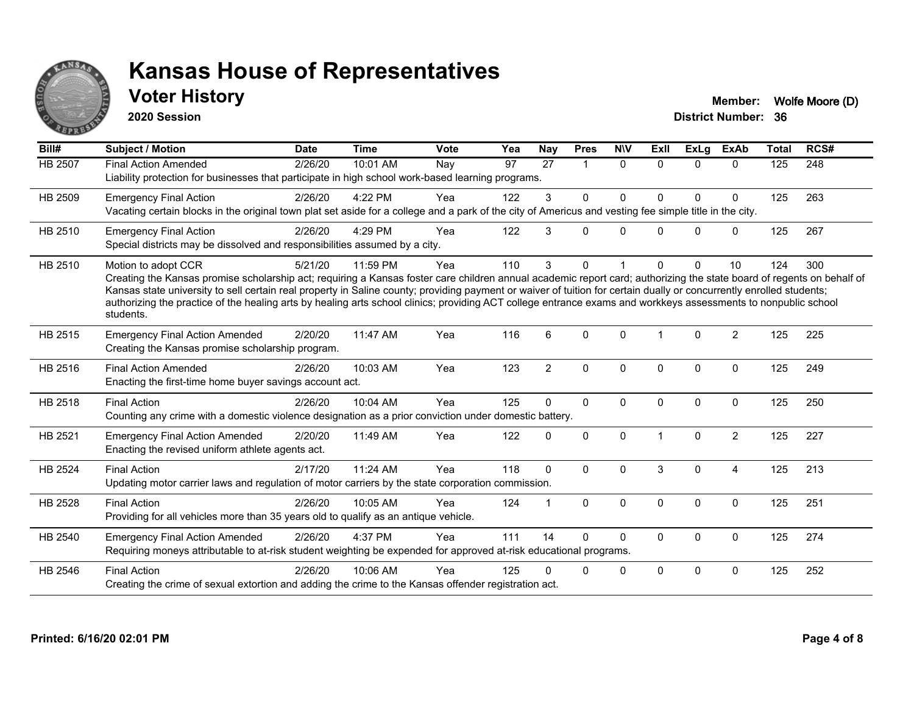# Kansas House of Representatives

## Voter History

**2020 Session**

**Member:** Wolfe Moore (D)
**District Number:** 36

| Bill# | Subject / Motion | Date | Time | Vote | Yea | Nay | Pres | N\V | ExII | ExLg | ExAb | Total | RCS# |
|---|---|---|---|---|---|---|---|---|---|---|---|---|---|
| HB 2507 | Final Action Amended | 2/26/20 | 10:01 AM | Nay | 97 | 27 | 1 | 0 | 0 | 0 | 0 | 125 | 248 |
| | Liability protection for businesses that participate in high school work-based learning programs. | | | | | | | | | | | | |
| HB 2509 | Emergency Final Action | 2/26/20 | 4:22 PM | Yea | 122 | 3 | 0 | 0 | 0 | 0 | 0 | 125 | 263 |
| | Vacating certain blocks in the original town plat set aside for a college and a park of the city of Americus and vesting fee simple title in the city. | | | | | | | | | | | | |
| HB 2510 | Emergency Final Action | 2/26/20 | 4:29 PM | Yea | 122 | 3 | 0 | 0 | 0 | 0 | 0 | 125 | 267 |
| | Special districts may be dissolved and responsibilities assumed by a city. | | | | | | | | | | | | |
| HB 2510 | Motion to adopt CCR | 5/21/20 | 11:59 PM | Yea | 110 | 3 | 0 | 1 | 0 | 0 | 10 | 124 | 300 |
| | Creating the Kansas promise scholarship act; requiring a Kansas foster care children annual academic report card; authorizing the state board of regents on behalf of Kansas state university to sell certain real property in Saline county; providing payment or waiver of tuition for certain dually or concurrently enrolled students; authorizing the practice of the healing arts by healing arts school clinics; providing ACT college entrance exams and workkeys assessments to nonpublic school students. | | | | | | | | | | | | |
| HB 2515 | Emergency Final Action Amended | 2/20/20 | 11:47 AM | Yea | 116 | 6 | 0 | 0 | 1 | 0 | 2 | 125 | 225 |
| | Creating the Kansas promise scholarship program. | | | | | | | | | | | | |
| HB 2516 | Final Action Amended | 2/26/20 | 10:03 AM | Yea | 123 | 2 | 0 | 0 | 0 | 0 | 0 | 125 | 249 |
| | Enacting the first-time home buyer savings account act. | | | | | | | | | | | | |
| HB 2518 | Final Action | 2/26/20 | 10:04 AM | Yea | 125 | 0 | 0 | 0 | 0 | 0 | 0 | 125 | 250 |
| | Counting any crime with a domestic violence designation as a prior conviction under domestic battery. | | | | | | | | | | | | |
| HB 2521 | Emergency Final Action Amended | 2/20/20 | 11:49 AM | Yea | 122 | 0 | 0 | 0 | 1 | 0 | 2 | 125 | 227 |
| | Enacting the revised uniform athlete agents act. | | | | | | | | | | | | |
| HB 2524 | Final Action | 2/17/20 | 11:24 AM | Yea | 118 | 0 | 0 | 0 | 3 | 0 | 4 | 125 | 213 |
| | Updating motor carrier laws and regulation of motor carriers by the state corporation commission. | | | | | | | | | | | | |
| HB 2528 | Final Action | 2/26/20 | 10:05 AM | Yea | 124 | 1 | 0 | 0 | 0 | 0 | 0 | 125 | 251 |
| | Providing for all vehicles more than 35 years old to qualify as an antique vehicle. | | | | | | | | | | | | |
| HB 2540 | Emergency Final Action Amended | 2/26/20 | 4:37 PM | Yea | 111 | 14 | 0 | 0 | 0 | 0 | 0 | 125 | 274 |
| | Requiring moneys attributable to at-risk student weighting be expended for approved at-risk educational programs. | | | | | | | | | | | | |
| HB 2546 | Final Action | 2/26/20 | 10:06 AM | Yea | 125 | 0 | 0 | 0 | 0 | 0 | 0 | 125 | 252 |
| | Creating the crime of sexual extortion and adding the crime to the Kansas offender registration act. | | | | | | | | | | | | |

Printed: 6/16/20 02:01 PM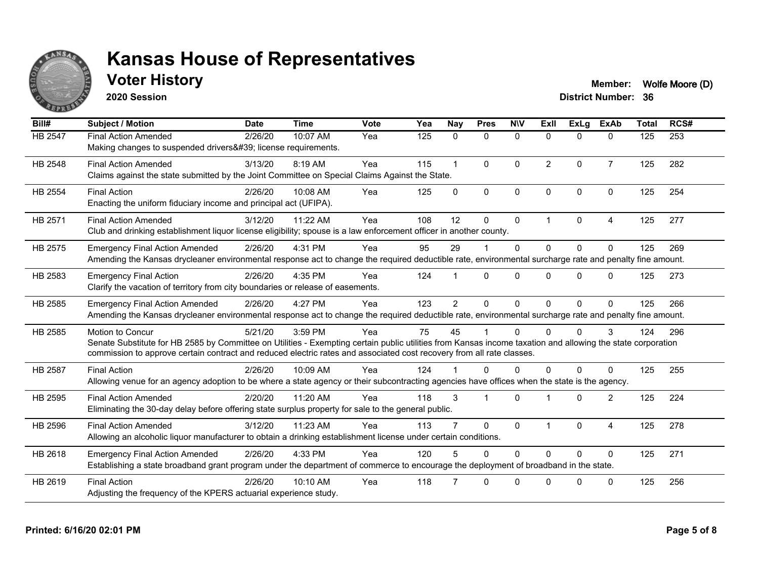# Kansas House of Representatives

## Voter History

**2020 Session**

**Member:** Wolfe Moore (D)

**District Number:** 36

| Bill# | Subject / Motion | Date | Time | Vote | Yea | Nay | Pres | N\V | ExII | ExLg | ExAb | Total | RCS# |
|---|---|---|---|---|---|---|---|---|---|---|---|---|---|
| HB 2547 | Final Action Amended | 2/26/20 | 10:07 AM | Yea | 125 | 0 | 0 | 0 | 0 | 0 | 0 | 125 | 253 |
| | Making changes to suspended drivers&#39; license requirements. | | | | | | | | | | | | |
| HB 2548 | Final Action Amended | 3/13/20 | 8:19 AM | Yea | 115 | 1 | 0 | 0 | 2 | 0 | 7 | 125 | 282 |
| | Claims against the state submitted by the Joint Committee on Special Claims Against the State. | | | | | | | | | | | | |
| HB 2554 | Final Action | 2/26/20 | 10:08 AM | Yea | 125 | 0 | 0 | 0 | 0 | 0 | 0 | 125 | 254 |
| | Enacting the uniform fiduciary income and principal act (UFIPA). | | | | | | | | | | | | |
| HB 2571 | Final Action Amended | 3/12/20 | 11:22 AM | Yea | 108 | 12 | 0 | 0 | 1 | 0 | 4 | 125 | 277 |
| | Club and drinking establishment liquor license eligibility; spouse is a law enforcement officer in another county. | | | | | | | | | | | | |
| HB 2575 | Emergency Final Action Amended | 2/26/20 | 4:31 PM | Yea | 95 | 29 | 1 | 0 | 0 | 0 | 0 | 125 | 269 |
| | Amending the Kansas drycleaner environmental response act to change the required deductible rate, environmental surcharge rate and penalty fine amount. | | | | | | | | | | | | |
| HB 2583 | Emergency Final Action | 2/26/20 | 4:35 PM | Yea | 124 | 1 | 0 | 0 | 0 | 0 | 0 | 125 | 273 |
| | Clarify the vacation of territory from city boundaries or release of easements. | | | | | | | | | | | | |
| HB 2585 | Emergency Final Action Amended | 2/26/20 | 4:27 PM | Yea | 123 | 2 | 0 | 0 | 0 | 0 | 0 | 125 | 266 |
| | Amending the Kansas drycleaner environmental response act to change the required deductible rate, environmental surcharge rate and penalty fine amount. | | | | | | | | | | | | |
| HB 2585 | Motion to Concur | 5/21/20 | 3:59 PM | Yea | 75 | 45 | 1 | 0 | 0 | 0 | 3 | 124 | 296 |
| | Senate Substitute for HB 2585 by Committee on Utilities - Exempting certain public utilities from Kansas income taxation and allowing the state corporation commission to approve certain contract and reduced electric rates and associated cost recovery from all rate classes. | | | | | | | | | | | | |
| HB 2587 | Final Action | 2/26/20 | 10:09 AM | Yea | 124 | 1 | 0 | 0 | 0 | 0 | 0 | 125 | 255 |
| | Allowing venue for an agency adoption to be where a state agency or their subcontracting agencies have offices when the state is the agency. | | | | | | | | | | | | |
| HB 2595 | Final Action Amended | 2/20/20 | 11:20 AM | Yea | 118 | 3 | 1 | 0 | 1 | 0 | 2 | 125 | 224 |
| | Eliminating the 30-day delay before offering state surplus property for sale to the general public. | | | | | | | | | | | | |
| HB 2596 | Final Action Amended | 3/12/20 | 11:23 AM | Yea | 113 | 7 | 0 | 0 | 1 | 0 | 4 | 125 | 278 |
| | Allowing an alcoholic liquor manufacturer to obtain a drinking establishment license under certain conditions. | | | | | | | | | | | | |
| HB 2618 | Emergency Final Action Amended | 2/26/20 | 4:33 PM | Yea | 120 | 5 | 0 | 0 | 0 | 0 | 0 | 125 | 271 |
| | Establishing a state broadband grant program under the department of commerce to encourage the deployment of broadband in the state. | | | | | | | | | | | | |
| HB 2619 | Final Action | 2/26/20 | 10:10 AM | Yea | 118 | 7 | 0 | 0 | 0 | 0 | 0 | 125 | 256 |
| | Adjusting the frequency of the KPERS actuarial experience study. | | | | | | | | | | | | |

**Printed: 6/16/20 02:01 PM**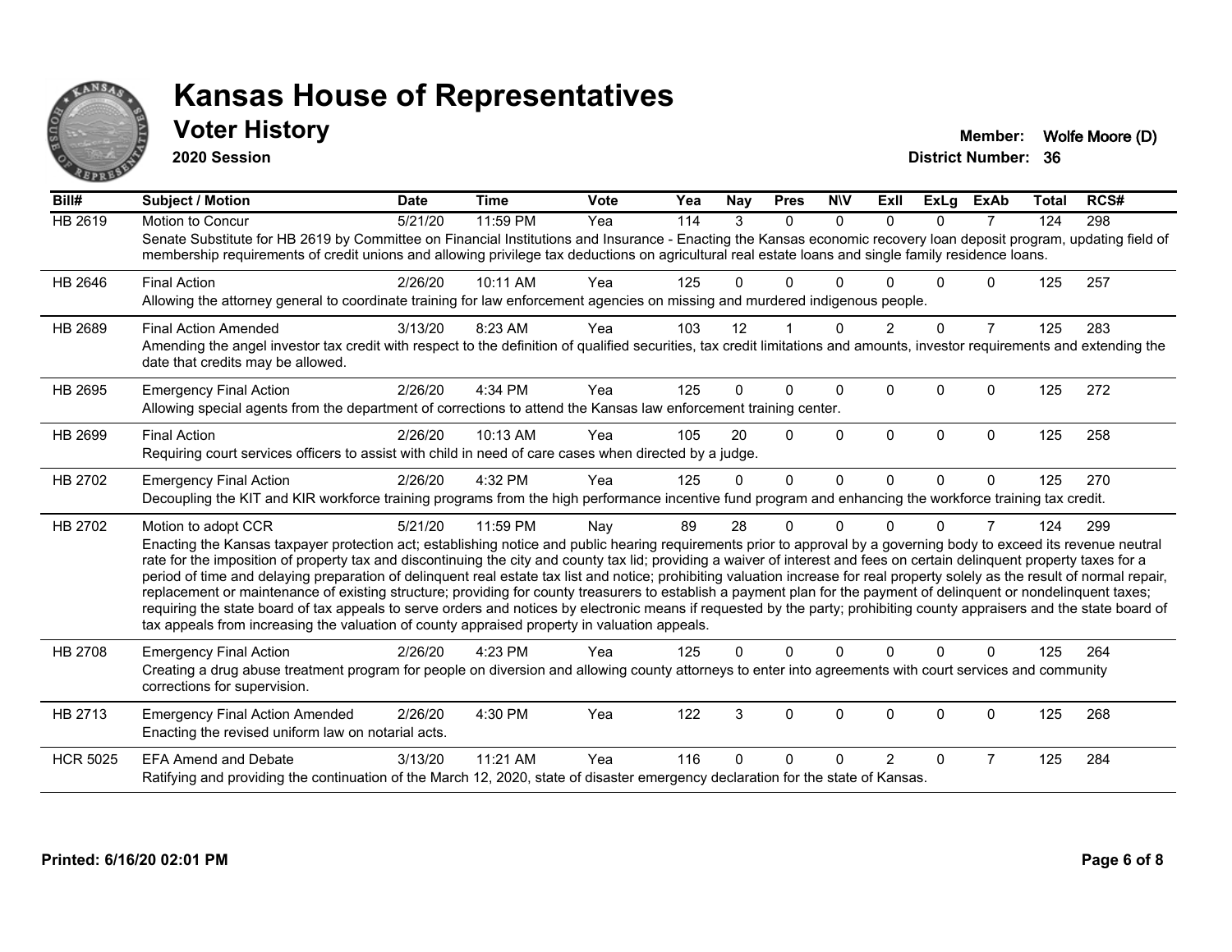# Kansas House of Representatives

## Voter History

**2020 Session**

**Member:** Wolfe Moore (D)
**District Number:** 36

| Bill# | Subject / Motion | Date | Time | Vote | Yea | Nay | Pres | N\V | ExII | ExLg | ExAb | Total | RCS# |
|---|---|---|---|---|---|---|---|---|---|---|---|---|---|
| HB 2619 | Motion to Concur | 5/21/20 | 11:59 PM | Yea | 114 | 3 | 0 | 0 | 0 | 0 | 7 | 124 | 298 |
| | Senate Substitute for HB 2619 by Committee on Financial Institutions and Insurance - Enacting the Kansas economic recovery loan deposit program, updating field of membership requirements of credit unions and allowing privilege tax deductions on agricultural real estate loans and single family residence loans. | | | | | | | | | | | | |
| HB 2646 | Final Action | 2/26/20 | 10:11 AM | Yea | 125 | 0 | 0 | 0 | 0 | 0 | 0 | 125 | 257 |
| | Allowing the attorney general to coordinate training for law enforcement agencies on missing and murdered indigenous people. | | | | | | | | | | | | |
| HB 2689 | Final Action Amended | 3/13/20 | 8:23 AM | Yea | 103 | 12 | 1 | 0 | 2 | 0 | 7 | 125 | 283 |
| | Amending the angel investor tax credit with respect to the definition of qualified securities, tax credit limitations and amounts, investor requirements and extending the date that credits may be allowed. | | | | | | | | | | | | |
| HB 2695 | Emergency Final Action | 2/26/20 | 4:34 PM | Yea | 125 | 0 | 0 | 0 | 0 | 0 | 0 | 125 | 272 |
| | Allowing special agents from the department of corrections to attend the Kansas law enforcement training center. | | | | | | | | | | | | |
| HB 2699 | Final Action | 2/26/20 | 10:13 AM | Yea | 105 | 20 | 0 | 0 | 0 | 0 | 0 | 125 | 258 |
| | Requiring court services officers to assist with child in need of care cases when directed by a judge. | | | | | | | | | | | | |
| HB 2702 | Emergency Final Action | 2/26/20 | 4:32 PM | Yea | 125 | 0 | 0 | 0 | 0 | 0 | 0 | 125 | 270 |
| | Decoupling the KIT and KIR workforce training programs from the high performance incentive fund program and enhancing the workforce training tax credit. | | | | | | | | | | | | |
| HB 2702 | Motion to adopt CCR | 5/21/20 | 11:59 PM | Nay | 89 | 28 | 0 | 0 | 0 | 0 | 7 | 124 | 299 |
| | Enacting the Kansas taxpayer protection act; establishing notice and public hearing requirements prior to approval by a governing body to exceed its revenue neutral rate for the imposition of property tax and discontinuing the city and county tax lid; providing a waiver of interest and fees on certain delinquent property taxes for a period of time and delaying preparation of delinquent real estate tax list and notice; prohibiting valuation increase for real property solely as the result of normal repair, replacement or maintenance of existing structure; providing for county treasurers to establish a payment plan for the payment of delinquent or nondelinquent taxes; requiring the state board of tax appeals to serve orders and notices by electronic means if requested by the party; prohibiting county appraisers and the state board of tax appeals from increasing the valuation of county appraised property in valuation appeals. | | | | | | | | | | | | |
| HB 2708 | Emergency Final Action | 2/26/20 | 4:23 PM | Yea | 125 | 0 | 0 | 0 | 0 | 0 | 0 | 125 | 264 |
| | Creating a drug abuse treatment program for people on diversion and allowing county attorneys to enter into agreements with court services and community corrections for supervision. | | | | | | | | | | | | |
| HB 2713 | Emergency Final Action Amended | 2/26/20 | 4:30 PM | Yea | 122 | 3 | 0 | 0 | 0 | 0 | 0 | 125 | 268 |
| | Enacting the revised uniform law on notarial acts. | | | | | | | | | | | | |
| HCR 5025 | EFA Amend and Debate | 3/13/20 | 11:21 AM | Yea | 116 | 0 | 0 | 0 | 2 | 0 | 7 | 125 | 284 |
| | Ratifying and providing the continuation of the March 12, 2020, state of disaster emergency declaration for the state of Kansas. | | | | | | | | | | | | |

**Printed: 6/16/20 02:01 PM**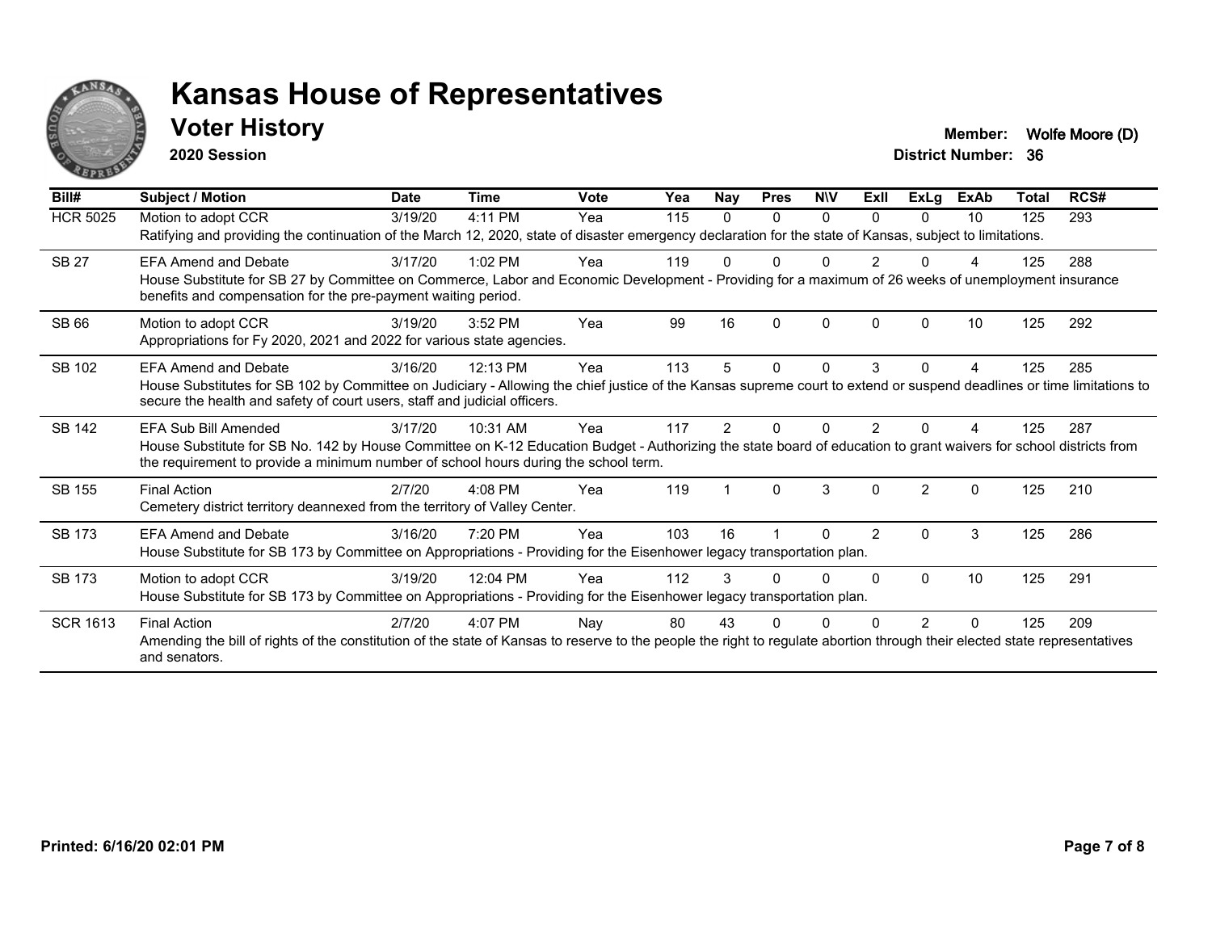# Kansas House of Representatives

## Voter History

**2020 Session**

**Member:** Wolfe Moore (D)

**District Number:** 36

| Bill# | Subject / Motion | Date | Time | Vote | Yea | Nay | Pres | N\V | ExII | ExLg | ExAb | Total | RCS# |
|---|---|---|---|---|---|---|---|---|---|---|---|---|---|
| HCR 5025 | Motion to adopt CCR | 3/19/20 | 4:11 PM | Yea | 115 | 0 | 0 | 0 | 0 | 0 | 10 | 125 | 293 |
| | Ratifying and providing the continuation of the March 12, 2020, state of disaster emergency declaration for the state of Kansas, subject to limitations. | | | | | | | | | | | | |
| SB 27 | EFA Amend and Debate | 3/17/20 | 1:02 PM | Yea | 119 | 0 | 0 | 0 | 2 | 0 | 4 | 125 | 288 |
| | House Substitute for SB 27 by Committee on Commerce, Labor and Economic Development - Providing for a maximum of 26 weeks of unemployment insurance benefits and compensation for the pre-payment waiting period. | | | | | | | | | | | | |
| SB 66 | Motion to adopt CCR | 3/19/20 | 3:52 PM | Yea | 99 | 16 | 0 | 0 | 0 | 0 | 10 | 125 | 292 |
| | Appropriations for Fy 2020, 2021 and 2022 for various state agencies. | | | | | | | | | | | | |
| SB 102 | EFA Amend and Debate | 3/16/20 | 12:13 PM | Yea | 113 | 5 | 0 | 0 | 3 | 0 | 4 | 125 | 285 |
| | House Substitutes for SB 102 by Committee on Judiciary - Allowing the chief justice of the Kansas supreme court to extend or suspend deadlines or time limitations to secure the health and safety of court users, staff and judicial officers. | | | | | | | | | | | | |
| SB 142 | EFA Sub Bill Amended | 3/17/20 | 10:31 AM | Yea | 117 | 2 | 0 | 0 | 2 | 0 | 4 | 125 | 287 |
| | House Substitute for SB No. 142 by House Committee on K-12 Education Budget - Authorizing the state board of education to grant waivers for school districts from the requirement to provide a minimum number of school hours during the school term. | | | | | | | | | | | | |
| SB 155 | Final Action | 2/7/20 | 4:08 PM | Yea | 119 | 1 | 0 | 3 | 0 | 2 | 0 | 125 | 210 |
| | Cemetery district territory deannexed from the territory of Valley Center. | | | | | | | | | | | | |
| SB 173 | EFA Amend and Debate | 3/16/20 | 7:20 PM | Yea | 103 | 16 | 1 | 0 | 2 | 0 | 3 | 125 | 286 |
| | House Substitute for SB 173 by Committee on Appropriations - Providing for the Eisenhower legacy transportation plan. | | | | | | | | | | | | |
| SB 173 | Motion to adopt CCR | 3/19/20 | 12:04 PM | Yea | 112 | 3 | 0 | 0 | 0 | 0 | 10 | 125 | 291 |
| | House Substitute for SB 173 by Committee on Appropriations - Providing for the Eisenhower legacy transportation plan. | | | | | | | | | | | | |
| SCR 1613 | Final Action | 2/7/20 | 4:07 PM | Nay | 80 | 43 | 0 | 0 | 0 | 2 | 0 | 125 | 209 |
| | Amending the bill of rights of the constitution of the state of Kansas to reserve to the people the right to regulate abortion through their elected state representatives and senators. | | | | | | | | | | | | |

**Printed: 6/16/20 02:01 PM**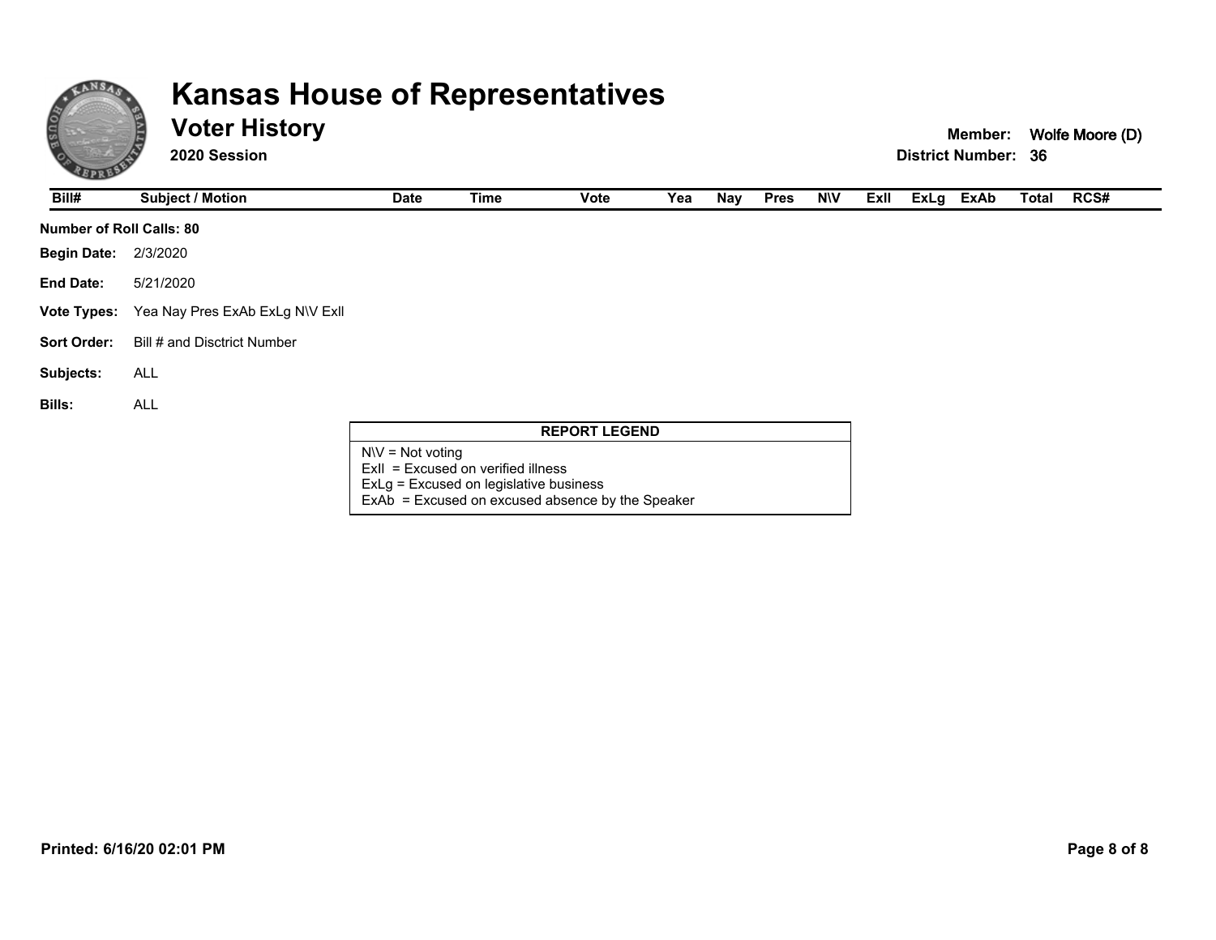# Kansas House of Representatives

## Voter History

**2020 Session**

**Member:** Wolfe Moore (D)
**District Number:** 36

| Bill# | Subject / Motion | Date | Time | Vote | Yea | Nay | Pres | N\V | ExIl | ExLg | ExAb | Total | RCS# |
|---|---|---|---|---|---|---|---|---|---|---|---|---|---|

**Number of Roll Calls: 80**

**Begin Date:** 2/3/2020

**End Date:** 5/21/2020

**Vote Types:** Yea Nay Pres ExAb ExLg N\V ExIl

**Sort Order:** Bill # and Disctrict Number

**Subjects:** ALL

**Bills:** ALL

| REPORT LEGEND |
|---|
| N\V = Not voting |
| ExIl = Excused on verified illness |
| ExLg = Excused on legislative business |
| ExAb = Excused on excused absence by the Speaker |

Printed: 6/16/20 02:01 PM